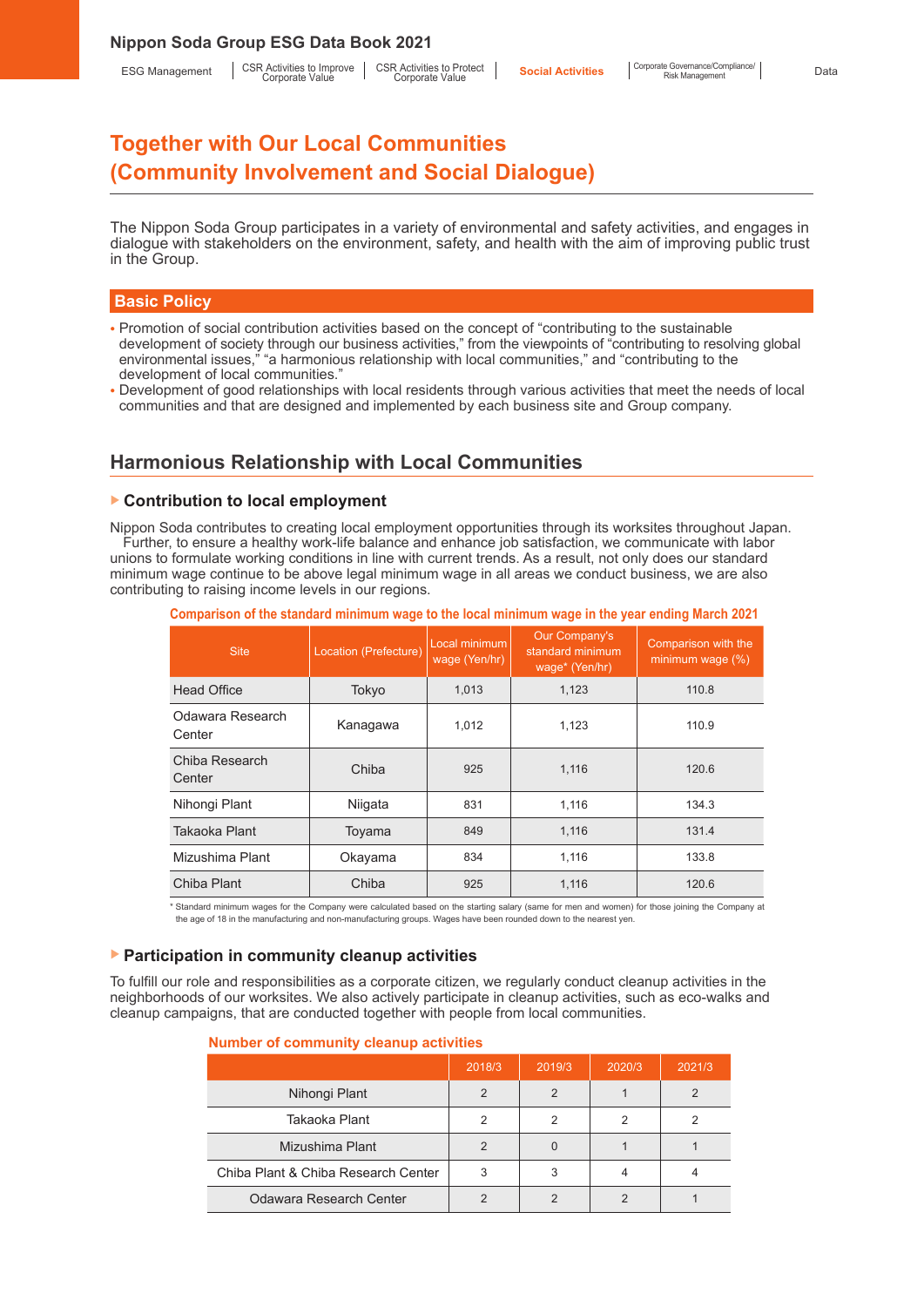# Together with Our Local Communities (Community Involvement and Social Dialogue)

The Nippon Soda Group participates in a variety of environmental and safety activities, and engages in dialogue with stakeholders on the environment, safety, and health with the aim of improving public trust in the Group.

## Basic Policy

- Promotion of social contribution activities based on the concept of “contributing to the sustainable development of society through our business activities,” from the viewpoints of “contributing to resolving global environmental issues,” “a harmonious relationship with local communities,” and “contributing to the development of local communities.”
- Development of good relationships with local residents through various activities that meet the needs of local communities and that are designed and implemented by each business site and Group company.

## Harmonious Relationship with Local Communities

### Contribution to local employment

Nippon Soda contributes to creating local employment opportunities through its worksites throughout Japan. Further, to ensure a healthy work-life balance and enhance job satisfaction, we communicate with labor unions to formulate working conditions in line with current trends. As a result, not only does our standard minimum wage continue to be above legal minimum wage in all areas we conduct business, we are also contributing to raising income levels in our regions.

**Comparison of the standard minimum wage to the local minimum wage in the year ending March 2021**

| Site | Location (Prefecture) | Local minimum wage (Yen/hr) | Our Company's standard minimum wage* (Yen/hr) | Comparison with the minimum wage (%) |
|---|---|---|---|---|
| Head Office | Tokyo | 1,013 | 1,123 | 110.8 |
| Odawara Research Center | Kanagawa | 1,012 | 1,123 | 110.9 |
| Chiba Research Center | Chiba | 925 | 1,116 | 120.6 |
| Nihongi Plant | Niigata | 831 | 1,116 | 134.3 |
| Takaoka Plant | Toyama | 849 | 1,116 | 131.4 |
| Mizushima Plant | Okayama | 834 | 1,116 | 133.8 |
| Chiba Plant | Chiba | 925 | 1,116 | 120.6 |

\* Standard minimum wages for the Company were calculated based on the starting salary (same for men and women) for those joining the Company at the age of 18 in the manufacturing and non-manufacturing groups. Wages have been rounded down to the nearest yen.

### Participation in community cleanup activities

To fulfill our role and responsibilities as a corporate citizen, we regularly conduct cleanup activities in the neighborhoods of our worksites. We also actively participate in cleanup activities, such as eco-walks and cleanup campaigns, that are conducted together with people from local communities.

**Number of community cleanup activities**

| | 2018/3 | 2019/3 | 2020/3 | 2021/3 |
|---|---|---|---|---|
| Nihongi Plant | 2 | 2 | 1 | 2 |
| Takaoka Plant | 2 | 2 | 2 | 2 |
| Mizushima Plant | 2 | 0 | 1 | 1 |
| Chiba Plant & Chiba Research Center | 3 | 3 | 4 | 4 |
| Odawara Research Center | 2 | 2 | 2 | 1 |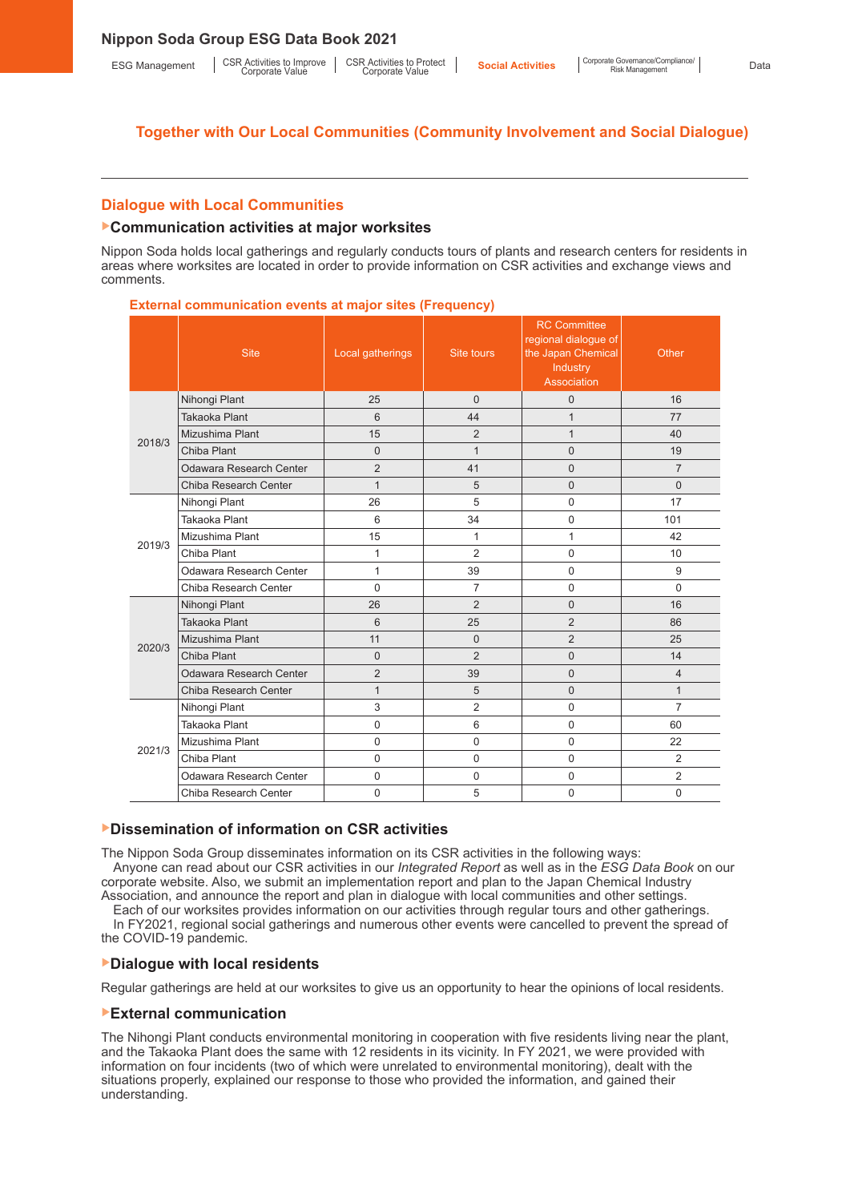## Together with Our Local Communities (Community Involvement and Social Dialogue)

### Dialogue with Local Communities

#### Communication activities at major worksites

Nippon Soda holds local gatherings and regularly conducts tours of plants and research centers for residents in areas where worksites are located in order to provide information on CSR activities and exchange views and comments.

**External communication events at major sites (Frequency)**

| | Site | Local gatherings | Site tours | RC Committee regional dialogue of the Japan Chemical Industry Association | Other |
|---|---|---|---|---|---|
| 2018/3 | Nihongi Plant | 25 | 0 | 0 | 16 |
| | Takaoka Plant | 6 | 44 | 1 | 77 |
| | Mizushima Plant | 15 | 2 | 1 | 40 |
| | Chiba Plant | 0 | 1 | 0 | 19 |
| | Odawara Research Center | 2 | 41 | 0 | 7 |
| | Chiba Research Center | 1 | 5 | 0 | 0 |
| 2019/3 | Nihongi Plant | 26 | 5 | 0 | 17 |
| | Takaoka Plant | 6 | 34 | 0 | 101 |
| | Mizushima Plant | 15 | 1 | 1 | 42 |
| | Chiba Plant | 1 | 2 | 0 | 10 |
| | Odawara Research Center | 1 | 39 | 0 | 9 |
| | Chiba Research Center | 0 | 7 | 0 | 0 |
| 2020/3 | Nihongi Plant | 26 | 2 | 0 | 16 |
| | Takaoka Plant | 6 | 25 | 2 | 86 |
| | Mizushima Plant | 11 | 0 | 2 | 25 |
| | Chiba Plant | 0 | 2 | 0 | 14 |
| | Odawara Research Center | 2 | 39 | 0 | 4 |
| | Chiba Research Center | 1 | 5 | 0 | 1 |
| 2021/3 | Nihongi Plant | 3 | 2 | 0 | 7 |
| | Takaoka Plant | 0 | 6 | 0 | 60 |
| | Mizushima Plant | 0 | 0 | 0 | 22 |
| | Chiba Plant | 0 | 0 | 0 | 2 |
| | Odawara Research Center | 0 | 0 | 0 | 2 |
| | Chiba Research Center | 0 | 5 | 0 | 0 |

#### Dissemination of information on CSR activities

The Nippon Soda Group disseminates information on its CSR activities in the following ways:

Anyone can read about our CSR activities in our *Integrated Report* as well as in the *ESG Data Book* on our corporate website. Also, we submit an implementation report and plan to the Japan Chemical Industry Association, and announce the report and plan in dialogue with local communities and other settings.

Each of our worksites provides information on our activities through regular tours and other gatherings.

In FY2021, regional social gatherings and numerous other events were cancelled to prevent the spread of the COVID-19 pandemic.

#### Dialogue with local residents

Regular gatherings are held at our worksites to give us an opportunity to hear the opinions of local residents.

#### External communication

The Nihongi Plant conducts environmental monitoring in cooperation with five residents living near the plant, and the Takaoka Plant does the same with 12 residents in its vicinity. In FY 2021, we were provided with information on four incidents (two of which were unrelated to environmental monitoring), dealt with the situations properly, explained our response to those who provided the information, and gained their understanding.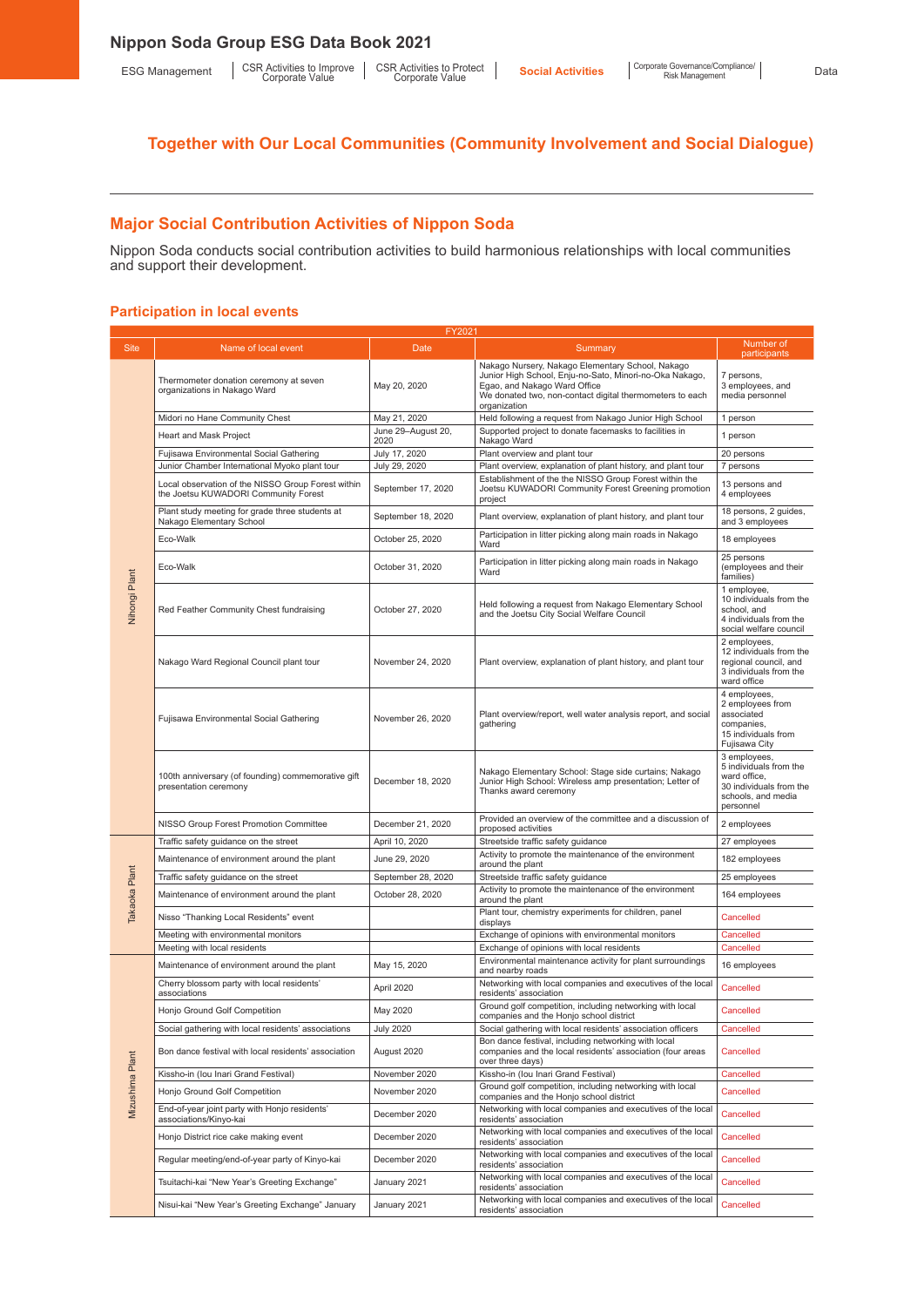## Together with Our Local Communities (Community Involvement and Social Dialogue)

## Major Social Contribution Activities of Nippon Soda

Nippon Soda conducts social contribution activities to build harmonious relationships with local communities and support their development.

### Participation in local events

| FY2021 | | | | |
|---|---|---|---|---|
| Site | Name of local event | Date | Summary | Number of participants |
| Nihongi Plant | Thermometer donation ceremony at seven organizations in Nakago Ward | May 20, 2020 | Nakago Nursery, Nakago Elementary School, Nakago Junior High School, Enju-no-Sato, Minori-no-Oka Nakago, Egao, and Nakago Ward Office We donated two, non-contact digital thermometers to each organization | 7 persons, 3 employees, and media personnel |
| | Midori no Hane Community Chest | May 21, 2020 | Held following a request from Nakago Junior High School | 1 person |
| | Heart and Mask Project | June 29–August 20, 2020 | Supported project to donate facemasks to facilities in Nakago Ward | 1 person |
| | Fujisawa Environmental Social Gathering | July 17, 2020 | Plant overview and plant tour | 20 persons |
| | Junior Chamber International Myoko plant tour | July 29, 2020 | Plant overview, explanation of plant history, and plant tour | 7 persons |
| | Local observation of the NISSO Group Forest within the Joetsu KUWADORI Community Forest | September 17, 2020 | Establishment of the the NISSO Group Forest within the Joetsu KUWADORI Community Forest Greening promotion project | 13 persons and 4 employees |
| | Plant study meeting for grade three students at Nakago Elementary School | September 18, 2020 | Plant overview, explanation of plant history, and plant tour | 18 persons, 2 guides, and 3 employees |
| | Eco-Walk | October 25, 2020 | Participation in litter picking along main roads in Nakago Ward | 18 employees |
| | Eco-Walk | October 31, 2020 | Participation in litter picking along main roads in Nakago Ward | 25 persons (employees and their families) |
| | Red Feather Community Chest fundraising | October 27, 2020 | Held following a request from Nakago Elementary School and the Joetsu City Social Welfare Council | 1 employee, 10 individuals from the school, and 4 individuals from the social welfare council |
| | Nakago Ward Regional Council plant tour | November 24, 2020 | Plant overview, explanation of plant history, and plant tour | 2 employees, 12 individuals from the regional council, and 3 individuals from the ward office |
| | Fujisawa Environmental Social Gathering | November 26, 2020 | Plant overview/report, well water analysis report, and social gathering | 4 employees, 2 employees from associated companies, 15 individuals from Fujisawa City |
| | 100th anniversary (of founding) commemorative gift presentation ceremony | December 18, 2020 | Nakago Elementary School: Stage side curtains; Nakago Junior High School: Wireless amp presentation; Letter of Thanks award ceremony | 3 employees, 5 individuals from the ward office, 30 individuals from the schools, and media personnel |
| | NISSO Group Forest Promotion Committee | December 21, 2020 | Provided an overview of the committee and a discussion of proposed activities | 2 employees |
| Takaoka Plant | Traffic safety guidance on the street | April 10, 2020 | Streetside traffic safety guidance | 27 employees |
| | Maintenance of environment around the plant | June 29, 2020 | Activity to promote the maintenance of the environment around the plant | 182 employees |
| | Traffic safety guidance on the street | September 28, 2020 | Streetside traffic safety guidance | 25 employees |
| | Maintenance of environment around the plant | October 28, 2020 | Activity to promote the maintenance of the environment around the plant | 164 employees |
| | Nisso "Thanking Local Residents" event | | Plant tour, chemistry experiments for children, panel displays | Cancelled |
| | Meeting with environmental monitors | | Exchange of opinions with environmental monitors | Cancelled |
| | Meeting with local residents | | Exchange of opinions with local residents | Cancelled |
| Mizushima Plant | Maintenance of environment around the plant | May 15, 2020 | Environmental maintenance activity for plant surroundings and nearby roads | 16 employees |
| | Cherry blossom party with local residents' associations | April 2020 | Networking with local companies and executives of the local residents' association | Cancelled |
| | Honjo Ground Golf Competition | May 2020 | Ground golf competition, including networking with local companies and the Honjo school district | Cancelled |
| | Social gathering with local residents' associations | July 2020 | Social gathering with local residents' association officers | Cancelled |
| | Bon dance festival with local residents' association | August 2020 | Bon dance festival, including networking with local companies and the local residents' association (four areas over three days) | Cancelled |
| | Kissho-in (Iou Inari Grand Festival) | November 2020 | Kissho-in (Iou Inari Grand Festival) | Cancelled |
| | Honjo Ground Golf Competition | November 2020 | Ground golf competition, including networking with local companies and the Honjo school district | Cancelled |
| | End-of-year joint party with Honjo residents' associations/Kinyo-kai | December 2020 | Networking with local companies and executives of the local residents' association | Cancelled |
| | Honjo District rice cake making event | December 2020 | Networking with local companies and executives of the local residents' association | Cancelled |
| | Regular meeting/end-of-year party of Kinyo-kai | December 2020 | Networking with local companies and executives of the local residents' association | Cancelled |
| | Tsuitachi-kai "New Year's Greeting Exchange" | January 2021 | Networking with local companies and executives of the local residents' association | Cancelled |
| | Nisui-kai "New Year's Greeting Exchange" January | January 2021 | Networking with local companies and executives of the local residents' association | Cancelled |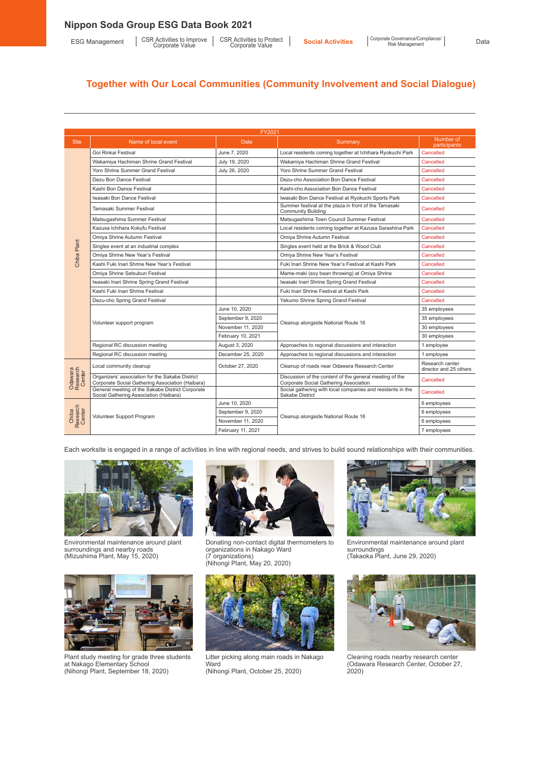## Together with Our Local Communities (Community Involvement and Social Dialogue)

| FY2021 | | | | |
|---|---|---|---|---|
| Site | Name of local event | Date | Summary | Number of participants |
| Chiba Plant | Goi Rinkai Festival | June 7, 2020 | Local residents coming together at Ichihara Ryokuchi Park | Cancelled |
| | Wakamiya Hachiman Shrine Grand Festival | July 19, 2020 | Wakamiya Hachiman Shrine Grand Festival | Cancelled |
| | Yoro Shrine Summer Grand Festival | July 26, 2020 | Yoro Shrine Summer Grand Festival | Cancelled |
| | Dezu Bon Dance Festival | | Dezu-cho Association Bon Dance Festival | Cancelled |
| | Kashi Bon Dance Festival | | Kashi-cho Association Bon Dance Festival | Cancelled |
| | Iwasaki Bon Dance Festival | | Iwasaki Bon Dance Festival at Ryokuchi Sports Park | Cancelled |
| | Tamasaki Summer Festival | | Summer festival at the plaza in front of the Tamasaki Community Building | Cancelled |
| | Matsugashima Summer Festival | | Matsugashima Town Council Summer Festival | Cancelled |
| | Kazusa Ichihara Kokufu Festival | | Local residents coming together at Kazusa Sarashina Park | Cancelled |
| | Omiya Shrine Autumn Festival | | Omiya Shrine Autumn Festival | Cancelled |
| | Singles event at an industrial complex | | Singles event held at the Brick & Wood Club | Cancelled |
| | Omiya Shrine New Year's Festival | | Omiya Shrine New Year's Festival | Cancelled |
| | Kashi Fuki Inari Shrine New Year's Festival | | Fuki Inari Shrine New Year's Festival at Kashi Park | Cancelled |
| | Omiya Shrine Setsubun Festival | | Mame-maki (soy bean throwing) at Omiya Shrine | Cancelled |
| | Iwasaki Inari Shrine Spring Grand Festival | | Iwasaki Inari Shrine Spring Grand Festival | Cancelled |
| | Kashi Fuki Inari Shrine Festival | | Fuki Inari Shrine Festival at Kashi Park | Cancelled |
| | Dezu-cho Spring Grand Festival | | Yakumo Shrine Spring Grand Festival | Cancelled |
| | Volunteer support program | June 10, 2020 | Cleanup alongside National Route 16 | 35 employees |
| | | September 9, 2020 | | 35 employees |
| | | November 11, 2020 | | 30 employees |
| | | February 10, 2021 | | 30 employees |
| | Regional RC discussion meeting | August 3, 2020 | Approaches to regional discussions and interaction | 1 employee |
| | Regional RC discussion meeting | December 25, 2020 | Approaches to regional discussions and interaction | 1 employee |
| Odawara Research Center | Local community cleanup | October 27, 2020 | Cleanup of roads near Odawara Research Center | Research center director and 25 others |
| | Organizers' association for the Sakabe District Corporate Social Gathering Association (Haibara) | | Discussion of the content of the general meeting of the Corporate Social Gathering Association | Cancelled |
| | General meeting of the Sakabe District Corporate Social Gathering Association (Haibara) | | Social gathering with local companies and residents in the Sakabe District | Cancelled |
| Chiba Research Center | Volunteer Support Program | June 10, 2020 | Cleanup alongside National Route 16 | 6 employees |
| | | September 9, 2020 | | 6 employees |
| | | November 11, 2020 | | 6 employees |
| | | February 11, 2021 | | 7 employees |

Each worksite is engaged in a range of activities in line with regional needs, and strives to build sound relationships with their communities.

Environmental maintenance around plant surroundings and nearby roads
(Mizushima Plant, May 15, 2020)

Donating non-contact digital thermometers to organizations in Nakago Ward
(7 organizations)
(Nihongi Plant, May 20, 2020)

Environmental maintenance around plant surroundings
(Takaoka Plant, June 29, 2020)

Plant study meeting for grade three students at Nakago Elementary School
(Nihongi Plant, September 18, 2020)

Litter picking along main roads in Nakago Ward
(Nihongi Plant, October 25, 2020)

Cleaning roads nearby research center
(Odawara Research Center, October 27, 2020)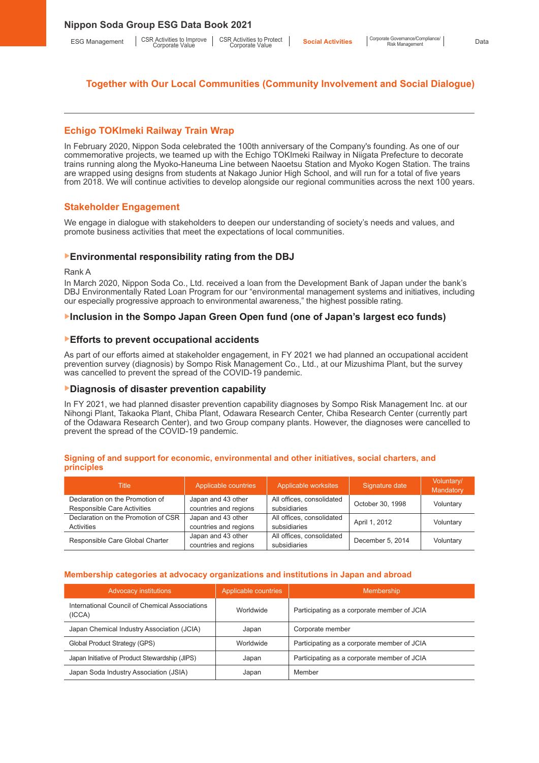## Together with Our Local Communities (Community Involvement and Social Dialogue)

### Echigo TOKImeki Railway Train Wrap

In February 2020, Nippon Soda celebrated the 100th anniversary of the Company's founding. As one of our commemorative projects, we teamed up with the Echigo TOKImeki Railway in Niigata Prefecture to decorate trains running along the Myoko-Haneuma Line between Naoetsu Station and Myoko Kogen Station. The trains are wrapped using designs from students at Nakago Junior High School, and will run for a total of five years from 2018. We will continue activities to develop alongside our regional communities across the next 100 years.

### Stakeholder Engagement

We engage in dialogue with stakeholders to deepen our understanding of society's needs and values, and promote business activities that meet the expectations of local communities.

#### Environmental responsibility rating from the DBJ

Rank A

In March 2020, Nippon Soda Co., Ltd. received a loan from the Development Bank of Japan under the bank's DBJ Environmentally Rated Loan Program for our "environmental management systems and initiatives, including our especially progressive approach to environmental awareness," the highest possible rating.

#### Inclusion in the Sompo Japan Green Open fund (one of Japan's largest eco funds)

#### Efforts to prevent occupational accidents

As part of our efforts aimed at stakeholder engagement, in FY 2021 we had planned an occupational accident prevention survey (diagnosis) by Sompo Risk Management Co., Ltd., at our Mizushima Plant, but the survey was cancelled to prevent the spread of the COVID-19 pandemic.

#### Diagnosis of disaster prevention capability

In FY 2021, we had planned disaster prevention capability diagnoses by Sompo Risk Management Inc. at our Nihongi Plant, Takaoka Plant, Chiba Plant, Odawara Research Center, Chiba Research Center (currently part of the Odawara Research Center), and two Group company plants. However, the diagnoses were cancelled to prevent the spread of the COVID-19 pandemic.

### Signing of and support for economic, environmental and other initiatives, social charters, and principles

| Title | Applicable countries | Applicable worksites | Signature date | Voluntary/ Mandatory |
|---|---|---|---|---|
| Declaration on the Promotion of Responsible Care Activities | Japan and 43 other countries and regions | All offices, consolidated subsidiaries | October 30, 1998 | Voluntary |
| Declaration on the Promotion of CSR Activities | Japan and 43 other countries and regions | All offices, consolidated subsidiaries | April 1, 2012 | Voluntary |
| Responsible Care Global Charter | Japan and 43 other countries and regions | All offices, consolidated subsidiaries | December 5, 2014 | Voluntary |

### Membership categories at advocacy organizations and institutions in Japan and abroad

| Advocacy institutions | Applicable countries | Membership |
|---|---|---|
| International Council of Chemical Associations (ICCA) | Worldwide | Participating as a corporate member of JCIA |
| Japan Chemical Industry Association (JCIA) | Japan | Corporate member |
| Global Product Strategy (GPS) | Worldwide | Participating as a corporate member of JCIA |
| Japan Initiative of Product Stewardship (JIPS) | Japan | Participating as a corporate member of JCIA |
| Japan Soda Industry Association (JSIA) | Japan | Member |